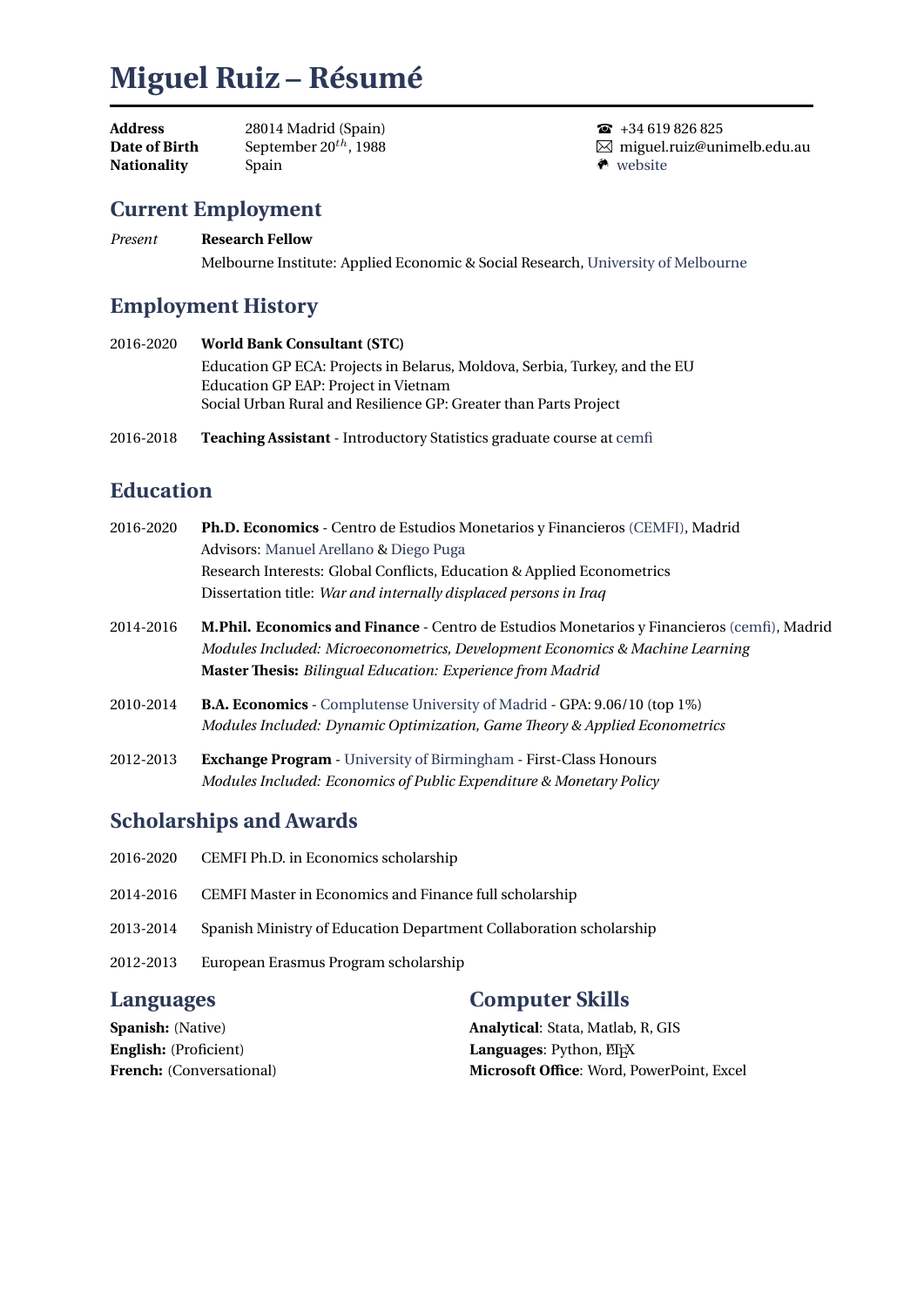# Miguel Ruiz – Résumé

**Address** 28014 Madrid (Spain)
**Date of Birth** September $20^{th}$, 1988
**Nationality** Spain

☎ +34 619 826 825
✉ miguel.ruiz@unimelb.edu.au
website

## Current Employment

*Present* **Research Fellow**
Melbourne Institute: Applied Economic & Social Research, University of Melbourne

## Employment History

2016-2020 **World Bank Consultant (STC)**
Education GP ECA: Projects in Belarus, Moldova, Serbia, Turkey, and the EU
Education GP EAP: Project in Vietnam
Social Urban Rural and Resilience GP: Greater than Parts Project

2016-2018 **Teaching Assistant** - Introductory Statistics graduate course at cemfi

## Education

2016-2020 **Ph.D. Economics** - Centro de Estudios Monetarios y Financieros (CEMFI), Madrid
Advisors: Manuel Arellano & Diego Puga
Research Interests: Global Conflicts, Education & Applied Econometrics
Dissertation title: *War and internally displaced persons in Iraq*

2014-2016 **M.Phil. Economics and Finance** - Centro de Estudios Monetarios y Financieros (cemfi), Madrid
*Modules Included: Microeconometrics, Development Economics & Machine Learning*
**Master Thesis:** *Bilingual Education: Experience from Madrid*

2010-2014 **B.A. Economics** - Complutense University of Madrid - GPA: 9.06/10 (top 1%)
*Modules Included: Dynamic Optimization, Game Theory & Applied Econometrics*

2012-2013 **Exchange Program** - University of Birmingham - First-Class Honours
*Modules Included: Economics of Public Expenditure & Monetary Policy*

## Scholarships and Awards

2016-2020 CEMFI Ph.D. in Economics scholarship

2014-2016 CEMFI Master in Economics and Finance full scholarship

2013-2014 Spanish Ministry of Education Department Collaboration scholarship

2012-2013 European Erasmus Program scholarship

## Languages

**Spanish:** (Native)
**English:** (Proficient)
**French:** (Conversational)

## Computer Skills

**Analytical**: Stata, Matlab, R, GIS
**Languages**: Python, LaTeX
**Microsoft Office**: Word, PowerPoint, Excel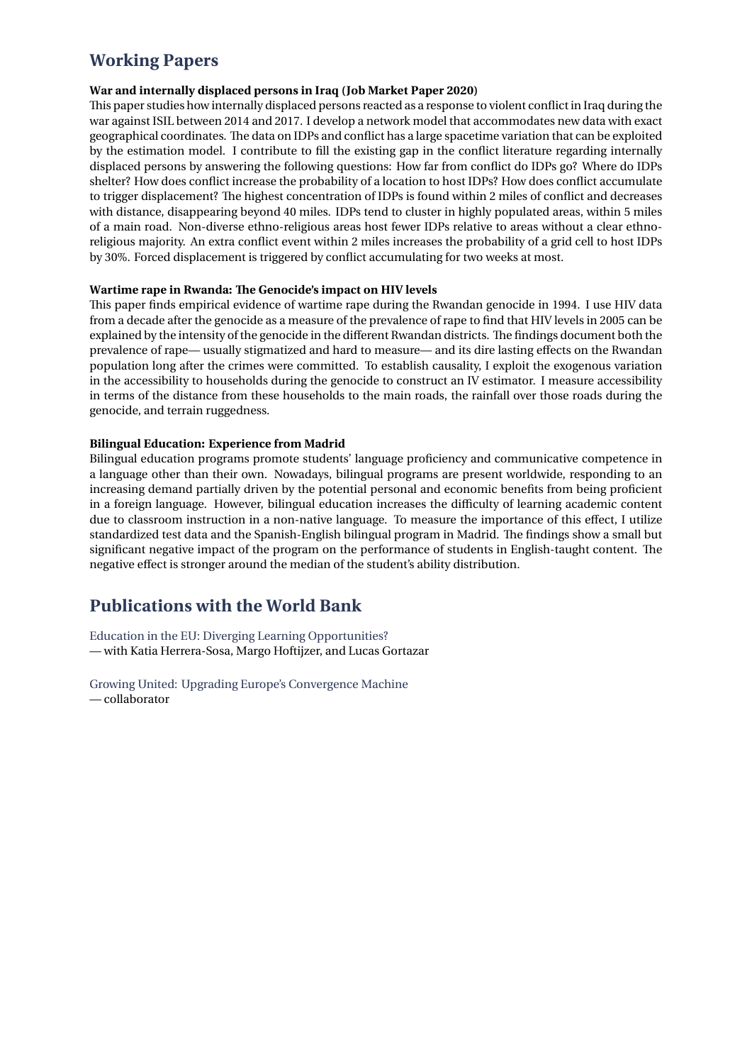## Working Papers

**War and internally displaced persons in Iraq (Job Market Paper 2020)**
This paper studies how internally displaced persons reacted as a response to violent conflict in Iraq during the war against ISIL between 2014 and 2017. I develop a network model that accommodates new data with exact geographical coordinates. The data on IDPs and conflict has a large spacetime variation that can be exploited by the estimation model. I contribute to fill the existing gap in the conflict literature regarding internally displaced persons by answering the following questions: How far from conflict do IDPs go? Where do IDPs shelter? How does conflict increase the probability of a location to host IDPs? How does conflict accumulate to trigger displacement? The highest concentration of IDPs is found within 2 miles of conflict and decreases with distance, disappearing beyond 40 miles. IDPs tend to cluster in highly populated areas, within 5 miles of a main road. Non-diverse ethno-religious areas host fewer IDPs relative to areas without a clear ethno-religious majority. An extra conflict event within 2 miles increases the probability of a grid cell to host IDPs by 30%. Forced displacement is triggered by conflict accumulating for two weeks at most.

**Wartime rape in Rwanda: The Genocide's impact on HIV levels**
This paper finds empirical evidence of wartime rape during the Rwandan genocide in 1994. I use HIV data from a decade after the genocide as a measure of the prevalence of rape to find that HIV levels in 2005 can be explained by the intensity of the genocide in the different Rwandan districts. The findings document both the prevalence of rape— usually stigmatized and hard to measure— and its dire lasting effects on the Rwandan population long after the crimes were committed. To establish causality, I exploit the exogenous variation in the accessibility to households during the genocide to construct an IV estimator. I measure accessibility in terms of the distance from these households to the main roads, the rainfall over those roads during the genocide, and terrain ruggedness.

**Bilingual Education: Experience from Madrid**
Bilingual education programs promote students' language proficiency and communicative competence in a language other than their own. Nowadays, bilingual programs are present worldwide, responding to an increasing demand partially driven by the potential personal and economic benefits from being proficient in a foreign language. However, bilingual education increases the difficulty of learning academic content due to classroom instruction in a non-native language. To measure the importance of this effect, I utilize standardized test data and the Spanish-English bilingual program in Madrid. The findings show a small but significant negative impact of the program on the performance of students in English-taught content. The negative effect is stronger around the median of the student's ability distribution.

## Publications with the World Bank

Education in the EU: Diverging Learning Opportunities?
— with Katia Herrera-Sosa, Margo Hoftijzer, and Lucas Gortazar

Growing United: Upgrading Europe's Convergence Machine
— collaborator